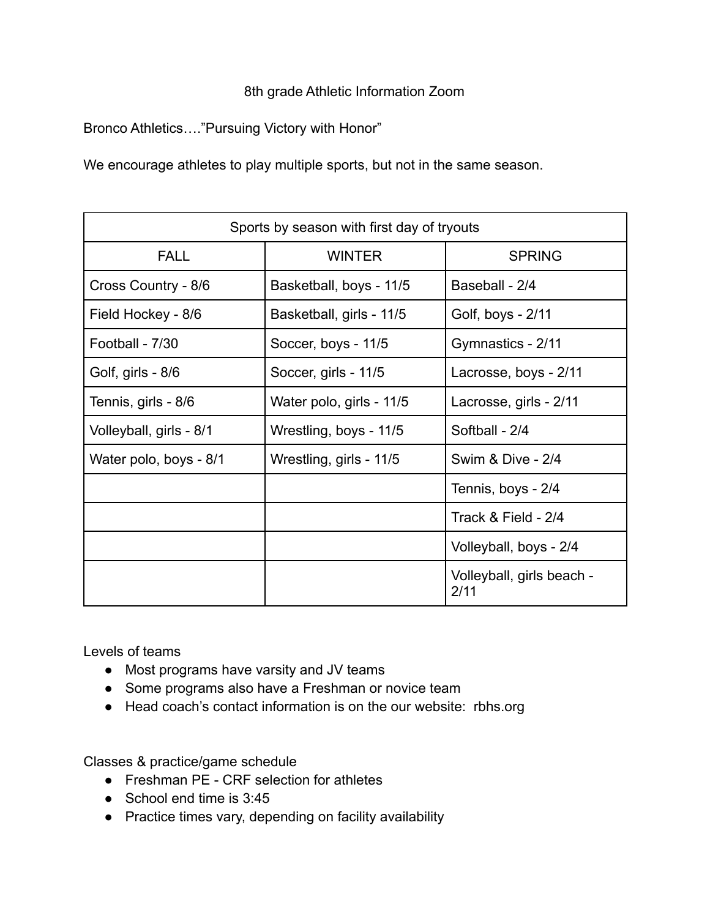# 8th grade Athletic Information Zoom

Bronco Athletics…."Pursuing Victory with Honor"

We encourage athletes to play multiple sports, but not in the same season.

| Sports by season with first day of tryouts | | |
|---|---|---|
| FALL | WINTER | SPRING |
| Cross Country - 8/6 | Basketball, boys - 11/5 | Baseball - 2/4 |
| Field Hockey - 8/6 | Basketball, girls - 11/5 | Golf, boys - 2/11 |
| Football - 7/30 | Soccer, boys - 11/5 | Gymnastics - 2/11 |
| Golf, girls - 8/6 | Soccer, girls - 11/5 | Lacrosse, boys - 2/11 |
| Tennis, girls - 8/6 | Water polo, girls - 11/5 | Lacrosse, girls - 2/11 |
| Volleyball, girls - 8/1 | Wrestling, boys - 11/5 | Softball - 2/4 |
| Water polo, boys - 8/1 | Wrestling, girls - 11/5 | Swim & Dive - 2/4 |
| | | Tennis, boys - 2/4 |
| | | Track & Field - 2/4 |
| | | Volleyball, boys - 2/4 |
| | | Volleyball, girls beach - 2/11 |

Levels of teams

- Most programs have varsity and JV teams
- Some programs also have a Freshman or novice team
- Head coach's contact information is on the our website: rbhs.org

Classes & practice/game schedule

- Freshman PE - CRF selection for athletes
- School end time is 3:45
- Practice times vary, depending on facility availability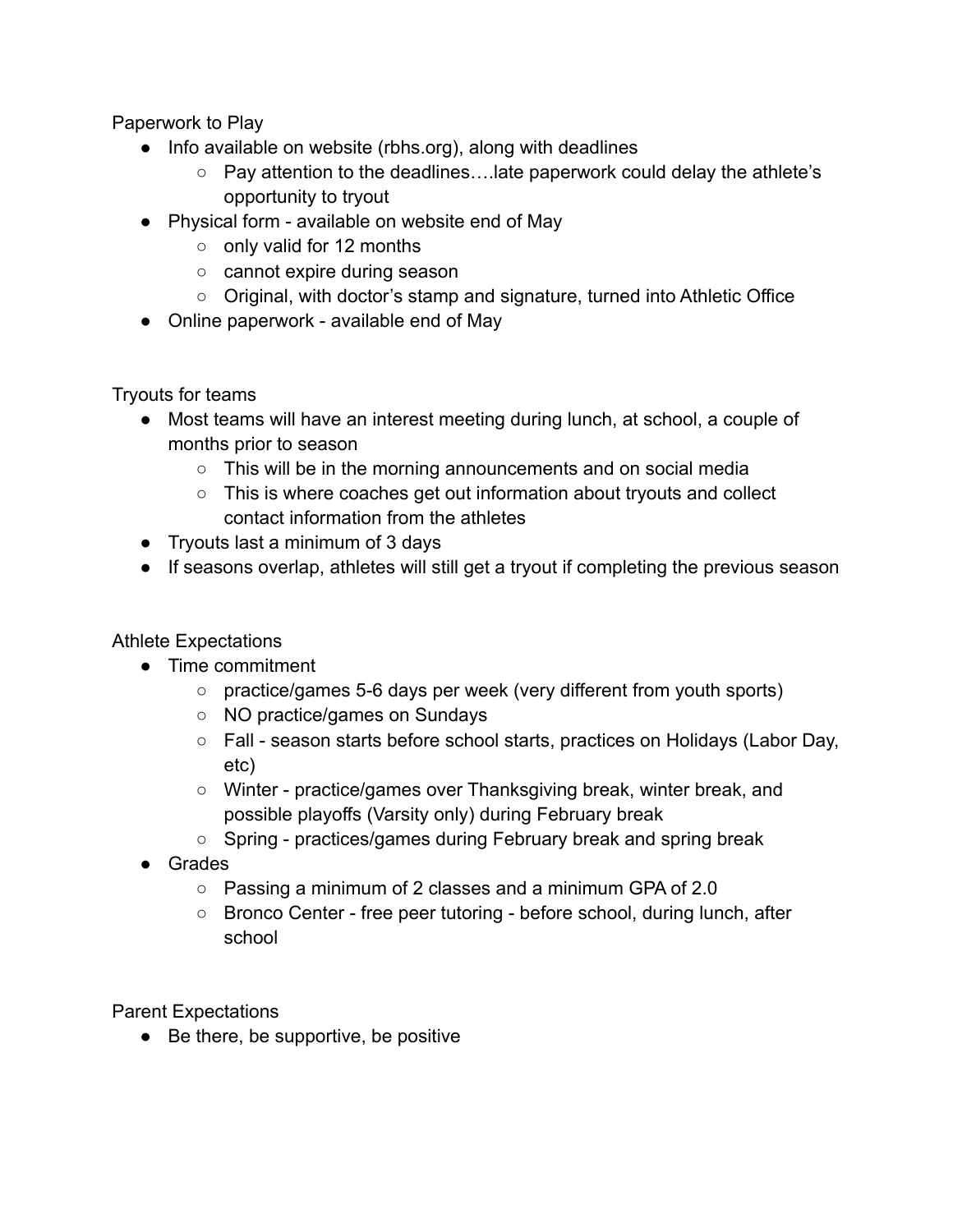## Paperwork to Play

- Info available on website (rbhs.org), along with deadlines
  - Pay attention to the deadlines….late paperwork could delay the athlete's opportunity to tryout
- Physical form - available on website end of May
  - only valid for 12 months
  - cannot expire during season
  - Original, with doctor's stamp and signature, turned into Athletic Office
- Online paperwork - available end of May

## Tryouts for teams

- Most teams will have an interest meeting during lunch, at school, a couple of months prior to season
  - This will be in the morning announcements and on social media
  - This is where coaches get out information about tryouts and collect contact information from the athletes
- Tryouts last a minimum of 3 days
- If seasons overlap, athletes will still get a tryout if completing the previous season

## Athlete Expectations

- Time commitment
  - practice/games 5-6 days per week (very different from youth sports)
  - NO practice/games on Sundays
  - Fall - season starts before school starts, practices on Holidays (Labor Day, etc)
  - Winter - practice/games over Thanksgiving break, winter break, and possible playoffs (Varsity only) during February break
  - Spring - practices/games during February break and spring break
- Grades
  - Passing a minimum of 2 classes and a minimum GPA of 2.0
  - Bronco Center - free peer tutoring - before school, during lunch, after school

## Parent Expectations

- Be there, be supportive, be positive